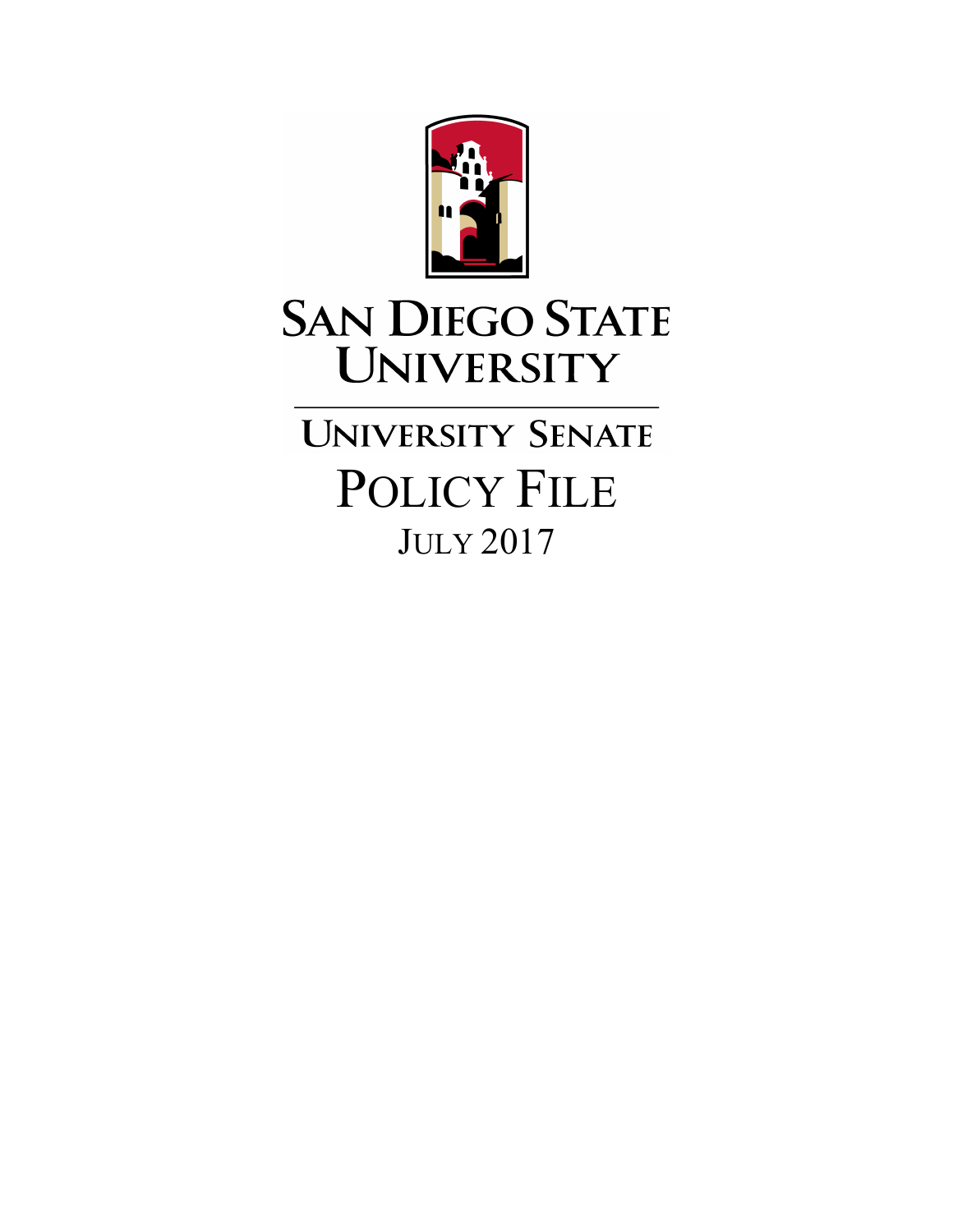# San Diego State University

## University Senate

# Policy File

July 2017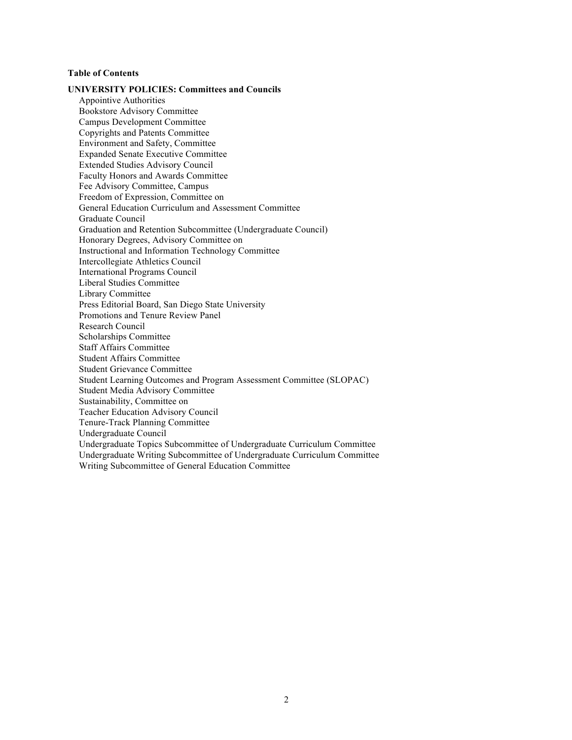**Table of Contents**

**UNIVERSITY POLICIES: Committees and Councils**

- Appointive Authorities
- Bookstore Advisory Committee
- Campus Development Committee
- Copyrights and Patents Committee
- Environment and Safety, Committee
- Expanded Senate Executive Committee
- Extended Studies Advisory Council
- Faculty Honors and Awards Committee
- Fee Advisory Committee, Campus
- Freedom of Expression, Committee on
- General Education Curriculum and Assessment Committee
- Graduate Council
- Graduation and Retention Subcommittee (Undergraduate Council)
- Honorary Degrees, Advisory Committee on
- Instructional and Information Technology Committee
- Intercollegiate Athletics Council
- International Programs Council
- Liberal Studies Committee
- Library Committee
- Press Editorial Board, San Diego State University
- Promotions and Tenure Review Panel
- Research Council
- Scholarships Committee
- Staff Affairs Committee
- Student Affairs Committee
- Student Grievance Committee
- Student Learning Outcomes and Program Assessment Committee (SLOPAC)
- Student Media Advisory Committee
- Sustainability, Committee on
- Teacher Education Advisory Council
- Tenure-Track Planning Committee
- Undergraduate Council
- Undergraduate Topics Subcommittee of Undergraduate Curriculum Committee
- Undergraduate Writing Subcommittee of Undergraduate Curriculum Committee
- Writing Subcommittee of General Education Committee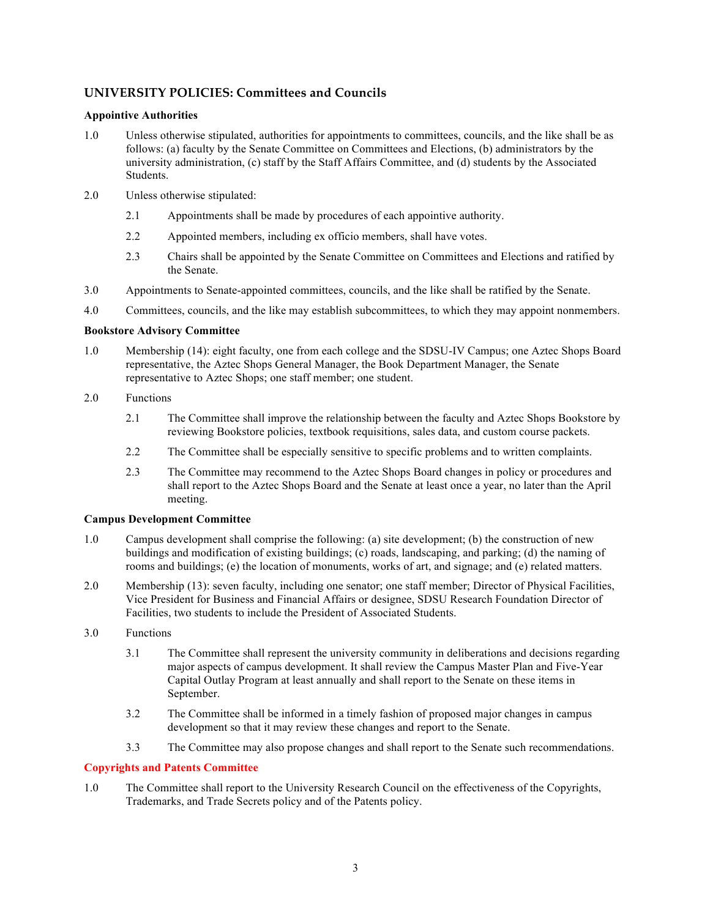## UNIVERSITY POLICIES: Committees and Councils

**Appointive Authorities**

1.0 Unless otherwise stipulated, authorities for appointments to committees, councils, and the like shall be as follows: (a) faculty by the Senate Committee on Committees and Elections, (b) administrators by the university administration, (c) staff by the Staff Affairs Committee, and (d) students by the Associated Students.

2.0 Unless otherwise stipulated:

  2.1 Appointments shall be made by procedures of each appointive authority.

  2.2 Appointed members, including ex officio members, shall have votes.

  2.3 Chairs shall be appointed by the Senate Committee on Committees and Elections and ratified by the Senate.

3.0 Appointments to Senate-appointed committees, councils, and the like shall be ratified by the Senate.

4.0 Committees, councils, and the like may establish subcommittees, to which they may appoint nonmembers.

**Bookstore Advisory Committee**

1.0 Membership (14): eight faculty, one from each college and the SDSU-IV Campus; one Aztec Shops Board representative, the Aztec Shops General Manager, the Book Department Manager, the Senate representative to Aztec Shops; one staff member; one student.

2.0 Functions

  2.1 The Committee shall improve the relationship between the faculty and Aztec Shops Bookstore by reviewing Bookstore policies, textbook requisitions, sales data, and custom course packets.

  2.2 The Committee shall be especially sensitive to specific problems and to written complaints.

  2.3 The Committee may recommend to the Aztec Shops Board changes in policy or procedures and shall report to the Aztec Shops Board and the Senate at least once a year, no later than the April meeting.

**Campus Development Committee**

1.0 Campus development shall comprise the following: (a) site development; (b) the construction of new buildings and modification of existing buildings; (c) roads, landscaping, and parking; (d) the naming of rooms and buildings; (e) the location of monuments, works of art, and signage; and (e) related matters.

2.0 Membership (13): seven faculty, including one senator; one staff member; Director of Physical Facilities, Vice President for Business and Financial Affairs or designee, SDSU Research Foundation Director of Facilities, two students to include the President of Associated Students.

3.0 Functions

  3.1 The Committee shall represent the university community in deliberations and decisions regarding major aspects of campus development. It shall review the Campus Master Plan and Five-Year Capital Outlay Program at least annually and shall report to the Senate on these items in September.

  3.2 The Committee shall be informed in a timely fashion of proposed major changes in campus development so that it may review these changes and report to the Senate.

  3.3 The Committee may also propose changes and shall report to the Senate such recommendations.

**Copyrights and Patents Committee**

1.0 The Committee shall report to the University Research Council on the effectiveness of the Copyrights, Trademarks, and Trade Secrets policy and of the Patents policy.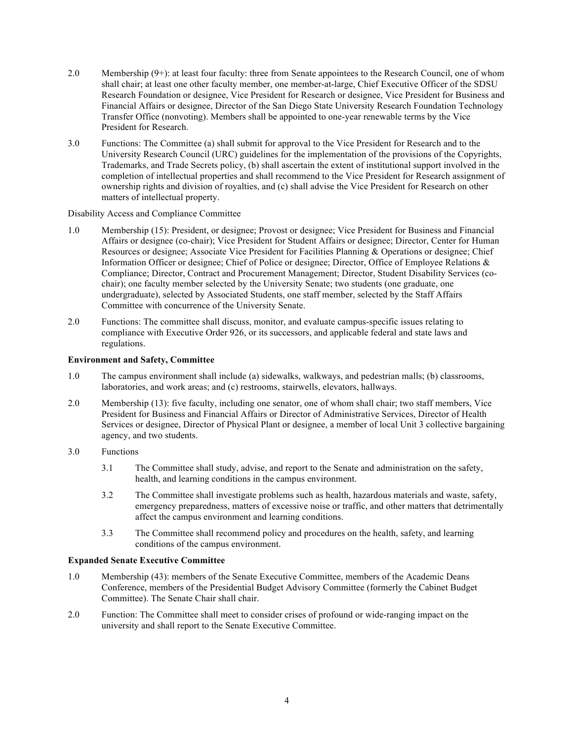2.0 Membership (9+): at least four faculty: three from Senate appointees to the Research Council, one of whom shall chair; at least one other faculty member, one member-at-large, Chief Executive Officer of the SDSU Research Foundation or designee, Vice President for Research or designee, Vice President for Business and Financial Affairs or designee, Director of the San Diego State University Research Foundation Technology Transfer Office (nonvoting). Members shall be appointed to one-year renewable terms by the Vice President for Research.

3.0 Functions: The Committee (a) shall submit for approval to the Vice President for Research and to the University Research Council (URC) guidelines for the implementation of the provisions of the Copyrights, Trademarks, and Trade Secrets policy, (b) shall ascertain the extent of institutional support involved in the completion of intellectual properties and shall recommend to the Vice President for Research assignment of ownership rights and division of royalties, and (c) shall advise the Vice President for Research on other matters of intellectual property.

Disability Access and Compliance Committee

1.0 Membership (15): President, or designee; Provost or designee; Vice President for Business and Financial Affairs or designee (co-chair); Vice President for Student Affairs or designee; Director, Center for Human Resources or designee; Associate Vice President for Facilities Planning & Operations or designee; Chief Information Officer or designee; Chief of Police or designee; Director, Office of Employee Relations & Compliance; Director, Contract and Procurement Management; Director, Student Disability Services (co-chair); one faculty member selected by the University Senate; two students (one graduate, one undergraduate), selected by Associated Students, one staff member, selected by the Staff Affairs Committee with concurrence of the University Senate.

2.0 Functions: The committee shall discuss, monitor, and evaluate campus-specific issues relating to compliance with Executive Order 926, or its successors, and applicable federal and state laws and regulations.

**Environment and Safety, Committee**

1.0 The campus environment shall include (a) sidewalks, walkways, and pedestrian malls; (b) classrooms, laboratories, and work areas; and (c) restrooms, stairwells, elevators, hallways.

2.0 Membership (13): five faculty, including one senator, one of whom shall chair; two staff members, Vice President for Business and Financial Affairs or Director of Administrative Services, Director of Health Services or designee, Director of Physical Plant or designee, a member of local Unit 3 collective bargaining agency, and two students.

3.0 Functions

3.1 The Committee shall study, advise, and report to the Senate and administration on the safety, health, and learning conditions in the campus environment.

3.2 The Committee shall investigate problems such as health, hazardous materials and waste, safety, emergency preparedness, matters of excessive noise or traffic, and other matters that detrimentally affect the campus environment and learning conditions.

3.3 The Committee shall recommend policy and procedures on the health, safety, and learning conditions of the campus environment.

**Expanded Senate Executive Committee**

1.0 Membership (43): members of the Senate Executive Committee, members of the Academic Deans Conference, members of the Presidential Budget Advisory Committee (formerly the Cabinet Budget Committee). The Senate Chair shall chair.

2.0 Function: The Committee shall meet to consider crises of profound or wide-ranging impact on the university and shall report to the Senate Executive Committee.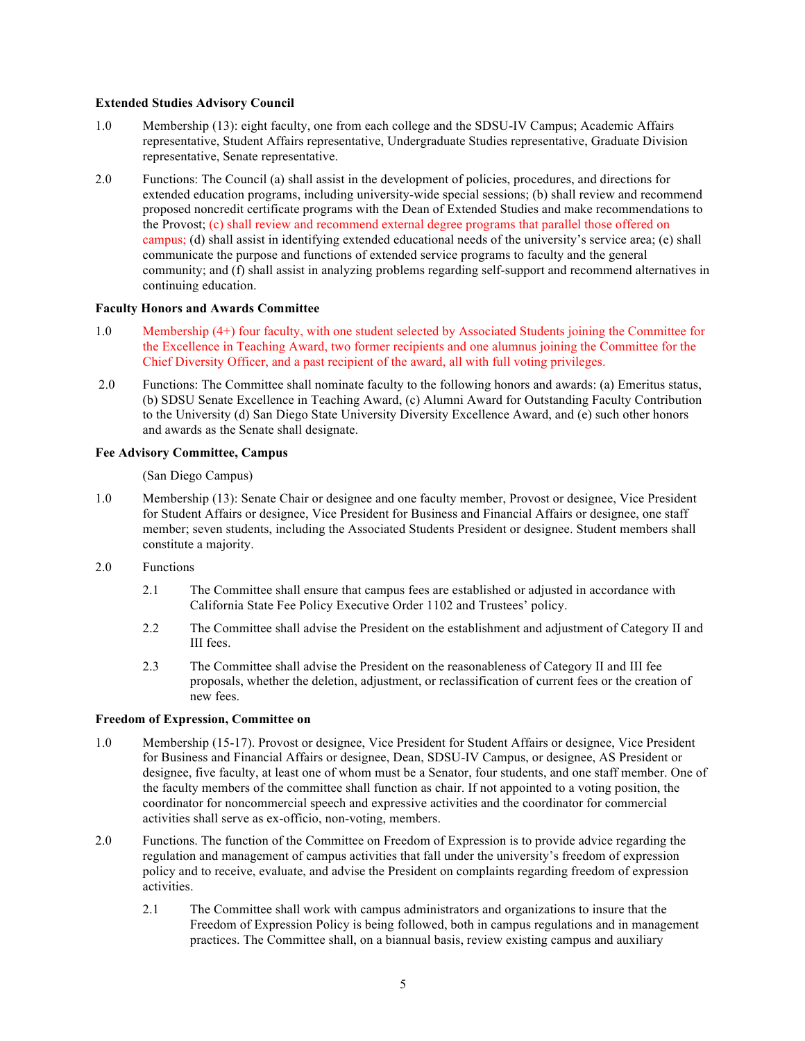**Extended Studies Advisory Council**

1.0 Membership (13): eight faculty, one from each college and the SDSU-IV Campus; Academic Affairs representative, Student Affairs representative, Undergraduate Studies representative, Graduate Division representative, Senate representative.

2.0 Functions: The Council (a) shall assist in the development of policies, procedures, and directions for extended education programs, including university-wide special sessions; (b) shall review and recommend proposed noncredit certificate programs with the Dean of Extended Studies and make recommendations to the Provost; (c) shall review and recommend external degree programs that parallel those offered on campus; (d) shall assist in identifying extended educational needs of the university's service area; (e) shall communicate the purpose and functions of extended service programs to faculty and the general community; and (f) shall assist in analyzing problems regarding self-support and recommend alternatives in continuing education.

**Faculty Honors and Awards Committee**

1.0 Membership (4+) four faculty, with one student selected by Associated Students joining the Committee for the Excellence in Teaching Award, two former recipients and one alumnus joining the Committee for the Chief Diversity Officer, and a past recipient of the award, all with full voting privileges.

2.0 Functions: The Committee shall nominate faculty to the following honors and awards: (a) Emeritus status, (b) SDSU Senate Excellence in Teaching Award, (c) Alumni Award for Outstanding Faculty Contribution to the University (d) San Diego State University Diversity Excellence Award, and (e) such other honors and awards as the Senate shall designate.

**Fee Advisory Committee, Campus**

(San Diego Campus)

1.0 Membership (13): Senate Chair or designee and one faculty member, Provost or designee, Vice President for Student Affairs or designee, Vice President for Business and Financial Affairs or designee, one staff member; seven students, including the Associated Students President or designee. Student members shall constitute a majority.

2.0 Functions

2.1 The Committee shall ensure that campus fees are established or adjusted in accordance with California State Fee Policy Executive Order 1102 and Trustees' policy.

2.2 The Committee shall advise the President on the establishment and adjustment of Category II and III fees.

2.3 The Committee shall advise the President on the reasonableness of Category II and III fee proposals, whether the deletion, adjustment, or reclassification of current fees or the creation of new fees.

**Freedom of Expression, Committee on**

1.0 Membership (15-17). Provost or designee, Vice President for Student Affairs or designee, Vice President for Business and Financial Affairs or designee, Dean, SDSU-IV Campus, or designee, AS President or designee, five faculty, at least one of whom must be a Senator, four students, and one staff member. One of the faculty members of the committee shall function as chair. If not appointed to a voting position, the coordinator for noncommercial speech and expressive activities and the coordinator for commercial activities shall serve as ex-officio, non-voting, members.

2.0 Functions. The function of the Committee on Freedom of Expression is to provide advice regarding the regulation and management of campus activities that fall under the university's freedom of expression policy and to receive, evaluate, and advise the President on complaints regarding freedom of expression activities.

2.1 The Committee shall work with campus administrators and organizations to insure that the Freedom of Expression Policy is being followed, both in campus regulations and in management practices. The Committee shall, on a biannual basis, review existing campus and auxiliary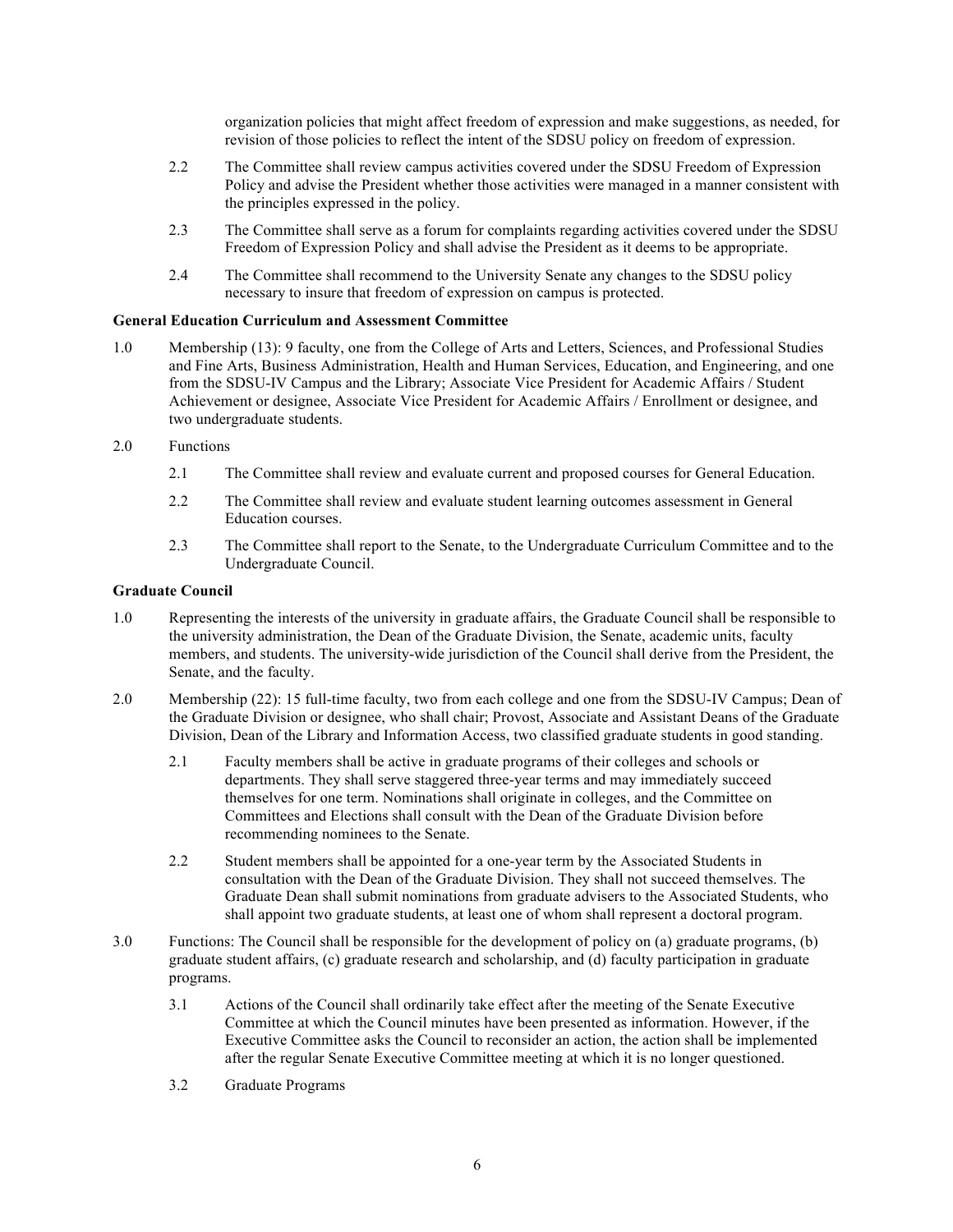organization policies that might affect freedom of expression and make suggestions, as needed, for revision of those policies to reflect the intent of the SDSU policy on freedom of expression.

2.2 The Committee shall review campus activities covered under the SDSU Freedom of Expression Policy and advise the President whether those activities were managed in a manner consistent with the principles expressed in the policy.

2.3 The Committee shall serve as a forum for complaints regarding activities covered under the SDSU Freedom of Expression Policy and shall advise the President as it deems to be appropriate.

2.4 The Committee shall recommend to the University Senate any changes to the SDSU policy necessary to insure that freedom of expression on campus is protected.

**General Education Curriculum and Assessment Committee**

1.0 Membership (13): 9 faculty, one from the College of Arts and Letters, Sciences, and Professional Studies and Fine Arts, Business Administration, Health and Human Services, Education, and Engineering, and one from the SDSU-IV Campus and the Library; Associate Vice President for Academic Affairs / Student Achievement or designee, Associate Vice President for Academic Affairs / Enrollment or designee, and two undergraduate students.

2.0 Functions

2.1 The Committee shall review and evaluate current and proposed courses for General Education.

2.2 The Committee shall review and evaluate student learning outcomes assessment in General Education courses.

2.3 The Committee shall report to the Senate, to the Undergraduate Curriculum Committee and to the Undergraduate Council.

**Graduate Council**

1.0 Representing the interests of the university in graduate affairs, the Graduate Council shall be responsible to the university administration, the Dean of the Graduate Division, the Senate, academic units, faculty members, and students. The university-wide jurisdiction of the Council shall derive from the President, the Senate, and the faculty.

2.0 Membership (22): 15 full-time faculty, two from each college and one from the SDSU-IV Campus; Dean of the Graduate Division or designee, who shall chair; Provost, Associate and Assistant Deans of the Graduate Division, Dean of the Library and Information Access, two classified graduate students in good standing.

2.1 Faculty members shall be active in graduate programs of their colleges and schools or departments. They shall serve staggered three-year terms and may immediately succeed themselves for one term. Nominations shall originate in colleges, and the Committee on Committees and Elections shall consult with the Dean of the Graduate Division before recommending nominees to the Senate.

2.2 Student members shall be appointed for a one-year term by the Associated Students in consultation with the Dean of the Graduate Division. They shall not succeed themselves. The Graduate Dean shall submit nominations from graduate advisers to the Associated Students, who shall appoint two graduate students, at least one of whom shall represent a doctoral program.

3.0 Functions: The Council shall be responsible for the development of policy on (a) graduate programs, (b) graduate student affairs, (c) graduate research and scholarship, and (d) faculty participation in graduate programs.

3.1 Actions of the Council shall ordinarily take effect after the meeting of the Senate Executive Committee at which the Council minutes have been presented as information. However, if the Executive Committee asks the Council to reconsider an action, the action shall be implemented after the regular Senate Executive Committee meeting at which it is no longer questioned.

3.2 Graduate Programs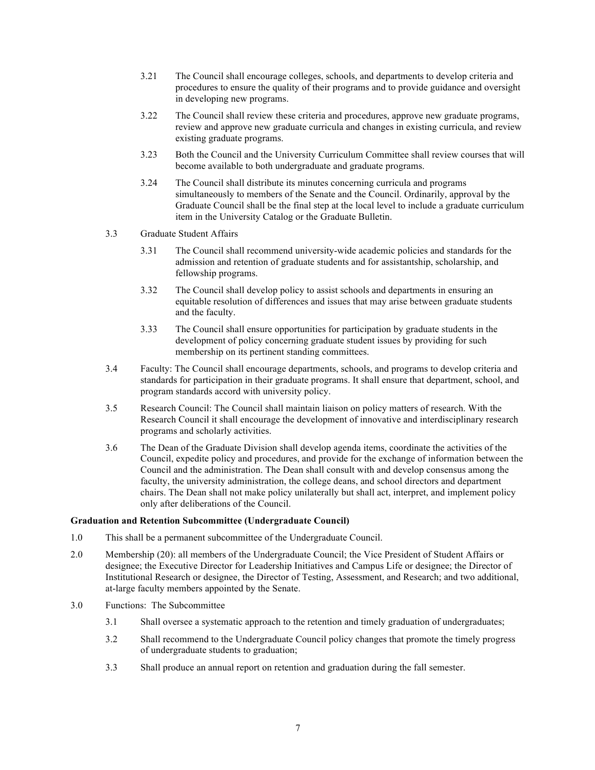3.21 The Council shall encourage colleges, schools, and departments to develop criteria and procedures to ensure the quality of their programs and to provide guidance and oversight in developing new programs.

3.22 The Council shall review these criteria and procedures, approve new graduate programs, review and approve new graduate curricula and changes in existing curricula, and review existing graduate programs.

3.23 Both the Council and the University Curriculum Committee shall review courses that will become available to both undergraduate and graduate programs.

3.24 The Council shall distribute its minutes concerning curricula and programs simultaneously to members of the Senate and the Council. Ordinarily, approval by the Graduate Council shall be the final step at the local level to include a graduate curriculum item in the University Catalog or the Graduate Bulletin.

3.3 Graduate Student Affairs

3.31 The Council shall recommend university-wide academic policies and standards for the admission and retention of graduate students and for assistantship, scholarship, and fellowship programs.

3.32 The Council shall develop policy to assist schools and departments in ensuring an equitable resolution of differences and issues that may arise between graduate students and the faculty.

3.33 The Council shall ensure opportunities for participation by graduate students in the development of policy concerning graduate student issues by providing for such membership on its pertinent standing committees.

3.4 Faculty: The Council shall encourage departments, schools, and programs to develop criteria and standards for participation in their graduate programs. It shall ensure that department, school, and program standards accord with university policy.

3.5 Research Council: The Council shall maintain liaison on policy matters of research. With the Research Council it shall encourage the development of innovative and interdisciplinary research programs and scholarly activities.

3.6 The Dean of the Graduate Division shall develop agenda items, coordinate the activities of the Council, expedite policy and procedures, and provide for the exchange of information between the Council and the administration. The Dean shall consult with and develop consensus among the faculty, the university administration, the college deans, and school directors and department chairs. The Dean shall not make policy unilaterally but shall act, interpret, and implement policy only after deliberations of the Council.

**Graduation and Retention Subcommittee (Undergraduate Council)**

1.0 This shall be a permanent subcommittee of the Undergraduate Council.

2.0 Membership (20): all members of the Undergraduate Council; the Vice President of Student Affairs or designee; the Executive Director for Leadership Initiatives and Campus Life or designee; the Director of Institutional Research or designee, the Director of Testing, Assessment, and Research; and two additional, at-large faculty members appointed by the Senate.

3.0 Functions: The Subcommittee

3.1 Shall oversee a systematic approach to the retention and timely graduation of undergraduates;

3.2 Shall recommend to the Undergraduate Council policy changes that promote the timely progress of undergraduate students to graduation;

3.3 Shall produce an annual report on retention and graduation during the fall semester.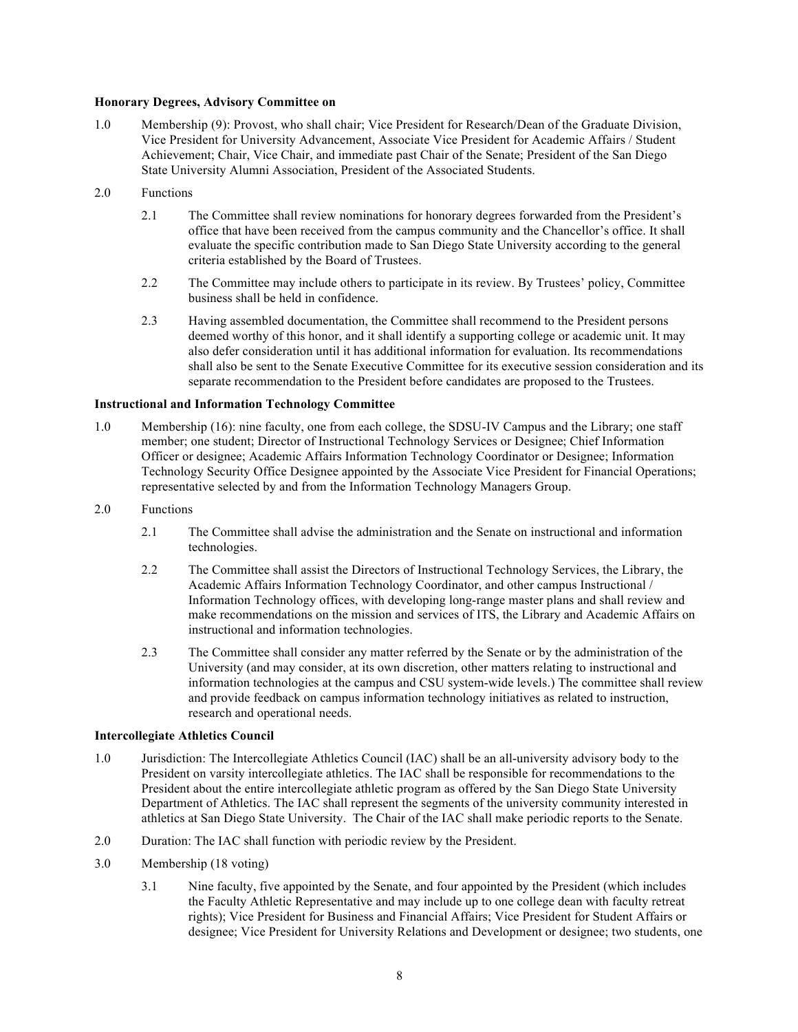**Honorary Degrees, Advisory Committee on**

1.0 Membership (9): Provost, who shall chair; Vice President for Research/Dean of the Graduate Division, Vice President for University Advancement, Associate Vice President for Academic Affairs / Student Achievement; Chair, Vice Chair, and immediate past Chair of the Senate; President of the San Diego State University Alumni Association, President of the Associated Students.

2.0 Functions

2.1 The Committee shall review nominations for honorary degrees forwarded from the President's office that have been received from the campus community and the Chancellor's office. It shall evaluate the specific contribution made to San Diego State University according to the general criteria established by the Board of Trustees.

2.2 The Committee may include others to participate in its review. By Trustees' policy, Committee business shall be held in confidence.

2.3 Having assembled documentation, the Committee shall recommend to the President persons deemed worthy of this honor, and it shall identify a supporting college or academic unit. It may also defer consideration until it has additional information for evaluation. Its recommendations shall also be sent to the Senate Executive Committee for its executive session consideration and its separate recommendation to the President before candidates are proposed to the Trustees.

**Instructional and Information Technology Committee**

1.0 Membership (16): nine faculty, one from each college, the SDSU-IV Campus and the Library; one staff member; one student; Director of Instructional Technology Services or Designee; Chief Information Officer or designee; Academic Affairs Information Technology Coordinator or Designee; Information Technology Security Office Designee appointed by the Associate Vice President for Financial Operations; representative selected by and from the Information Technology Managers Group.

2.0 Functions

2.1 The Committee shall advise the administration and the Senate on instructional and information technologies.

2.2 The Committee shall assist the Directors of Instructional Technology Services, the Library, the Academic Affairs Information Technology Coordinator, and other campus Instructional / Information Technology offices, with developing long-range master plans and shall review and make recommendations on the mission and services of ITS, the Library and Academic Affairs on instructional and information technologies.

2.3 The Committee shall consider any matter referred by the Senate or by the administration of the University (and may consider, at its own discretion, other matters relating to instructional and information technologies at the campus and CSU system-wide levels.) The committee shall review and provide feedback on campus information technology initiatives as related to instruction, research and operational needs.

**Intercollegiate Athletics Council**

1.0 Jurisdiction: The Intercollegiate Athletics Council (IAC) shall be an all-university advisory body to the President on varsity intercollegiate athletics. The IAC shall be responsible for recommendations to the President about the entire intercollegiate athletic program as offered by the San Diego State University Department of Athletics. The IAC shall represent the segments of the university community interested in athletics at San Diego State University. The Chair of the IAC shall make periodic reports to the Senate.

2.0 Duration: The IAC shall function with periodic review by the President.

3.0 Membership (18 voting)

3.1 Nine faculty, five appointed by the Senate, and four appointed by the President (which includes the Faculty Athletic Representative and may include up to one college dean with faculty retreat rights); Vice President for Business and Financial Affairs; Vice President for Student Affairs or designee; Vice President for University Relations and Development or designee; two students, one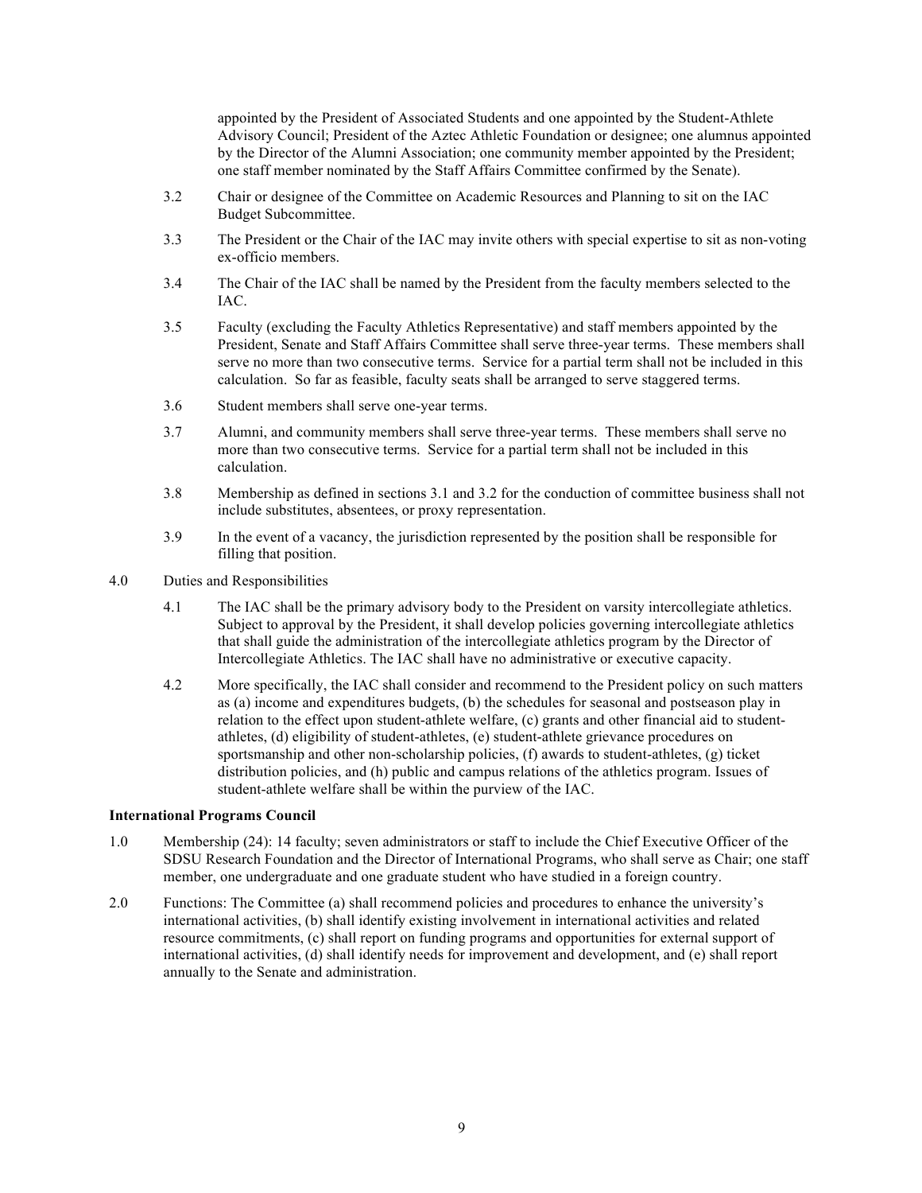appointed by the President of Associated Students and one appointed by the Student-Athlete Advisory Council; President of the Aztec Athletic Foundation or designee; one alumnus appointed by the Director of the Alumni Association; one community member appointed by the President; one staff member nominated by the Staff Affairs Committee confirmed by the Senate).

3.2 Chair or designee of the Committee on Academic Resources and Planning to sit on the IAC Budget Subcommittee.

3.3 The President or the Chair of the IAC may invite others with special expertise to sit as non-voting ex-officio members.

3.4 The Chair of the IAC shall be named by the President from the faculty members selected to the IAC.

3.5 Faculty (excluding the Faculty Athletics Representative) and staff members appointed by the President, Senate and Staff Affairs Committee shall serve three-year terms. These members shall serve no more than two consecutive terms. Service for a partial term shall not be included in this calculation. So far as feasible, faculty seats shall be arranged to serve staggered terms.

3.6 Student members shall serve one-year terms.

3.7 Alumni, and community members shall serve three-year terms. These members shall serve no more than two consecutive terms. Service for a partial term shall not be included in this calculation.

3.8 Membership as defined in sections 3.1 and 3.2 for the conduction of committee business shall not include substitutes, absentees, or proxy representation.

3.9 In the event of a vacancy, the jurisdiction represented by the position shall be responsible for filling that position.

4.0 Duties and Responsibilities

4.1 The IAC shall be the primary advisory body to the President on varsity intercollegiate athletics. Subject to approval by the President, it shall develop policies governing intercollegiate athletics that shall guide the administration of the intercollegiate athletics program by the Director of Intercollegiate Athletics. The IAC shall have no administrative or executive capacity.

4.2 More specifically, the IAC shall consider and recommend to the President policy on such matters as (a) income and expenditures budgets, (b) the schedules for seasonal and postseason play in relation to the effect upon student-athlete welfare, (c) grants and other financial aid to student-athletes, (d) eligibility of student-athletes, (e) student-athlete grievance procedures on sportsmanship and other non-scholarship policies, (f) awards to student-athletes, (g) ticket distribution policies, and (h) public and campus relations of the athletics program. Issues of student-athlete welfare shall be within the purview of the IAC.

**International Programs Council**

1.0 Membership (24): 14 faculty; seven administrators or staff to include the Chief Executive Officer of the SDSU Research Foundation and the Director of International Programs, who shall serve as Chair; one staff member, one undergraduate and one graduate student who have studied in a foreign country.

2.0 Functions: The Committee (a) shall recommend policies and procedures to enhance the university's international activities, (b) shall identify existing involvement in international activities and related resource commitments, (c) shall report on funding programs and opportunities for external support of international activities, (d) shall identify needs for improvement and development, and (e) shall report annually to the Senate and administration.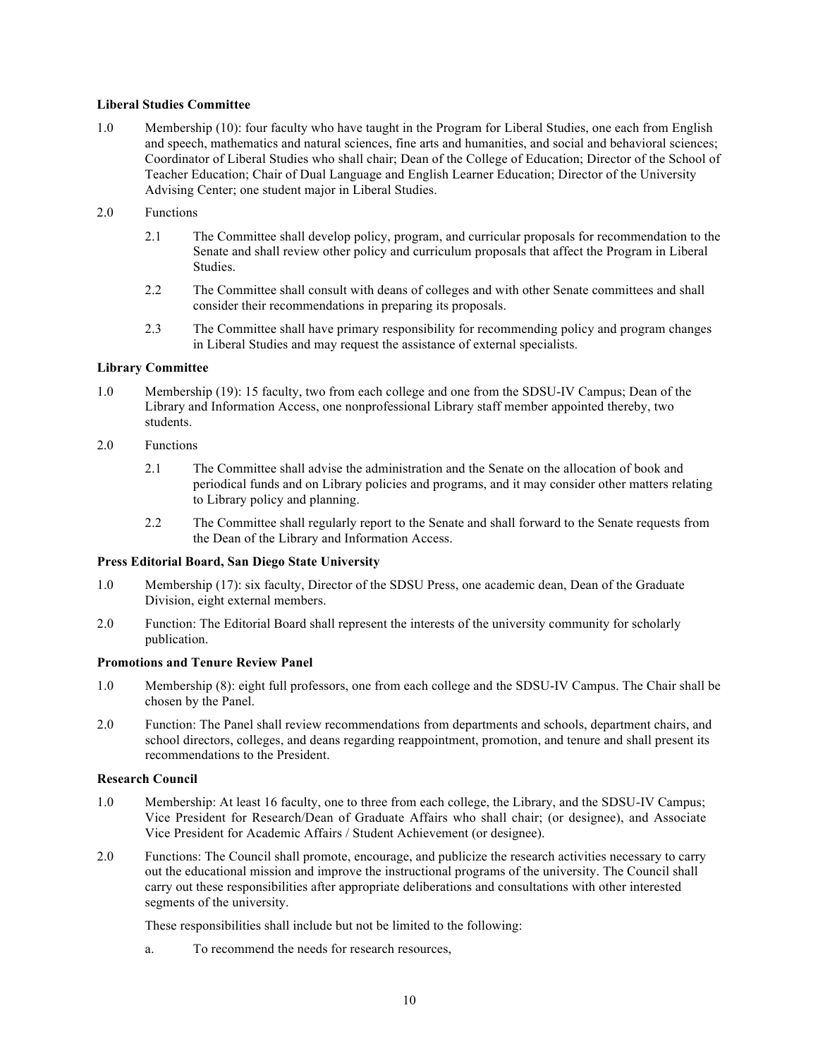**Liberal Studies Committee**

1.0 Membership (10): four faculty who have taught in the Program for Liberal Studies, one each from English and speech, mathematics and natural sciences, fine arts and humanities, and social and behavioral sciences; Coordinator of Liberal Studies who shall chair; Dean of the College of Education; Director of the School of Teacher Education; Chair of Dual Language and English Learner Education; Director of the University Advising Center; one student major in Liberal Studies.

2.0 Functions

2.1 The Committee shall develop policy, program, and curricular proposals for recommendation to the Senate and shall review other policy and curriculum proposals that affect the Program in Liberal Studies.

2.2 The Committee shall consult with deans of colleges and with other Senate committees and shall consider their recommendations in preparing its proposals.

2.3 The Committee shall have primary responsibility for recommending policy and program changes in Liberal Studies and may request the assistance of external specialists.

**Library Committee**

1.0 Membership (19): 15 faculty, two from each college and one from the SDSU-IV Campus; Dean of the Library and Information Access, one nonprofessional Library staff member appointed thereby, two students.

2.0 Functions

2.1 The Committee shall advise the administration and the Senate on the allocation of book and periodical funds and on Library policies and programs, and it may consider other matters relating to Library policy and planning.

2.2 The Committee shall regularly report to the Senate and shall forward to the Senate requests from the Dean of the Library and Information Access.

**Press Editorial Board, San Diego State University**

1.0 Membership (17): six faculty, Director of the SDSU Press, one academic dean, Dean of the Graduate Division, eight external members.

2.0 Function: The Editorial Board shall represent the interests of the university community for scholarly publication.

**Promotions and Tenure Review Panel**

1.0 Membership (8): eight full professors, one from each college and the SDSU-IV Campus. The Chair shall be chosen by the Panel.

2.0 Function: The Panel shall review recommendations from departments and schools, department chairs, and school directors, colleges, and deans regarding reappointment, promotion, and tenure and shall present its recommendations to the President.

**Research Council**

1.0 Membership: At least 16 faculty, one to three from each college, the Library, and the SDSU-IV Campus; Vice President for Research/Dean of Graduate Affairs who shall chair; (or designee), and Associate Vice President for Academic Affairs / Student Achievement (or designee).

2.0 Functions: The Council shall promote, encourage, and publicize the research activities necessary to carry out the educational mission and improve the instructional programs of the university. The Council shall carry out these responsibilities after appropriate deliberations and consultations with other interested segments of the university.

These responsibilities shall include but not be limited to the following:

a. To recommend the needs for research resources,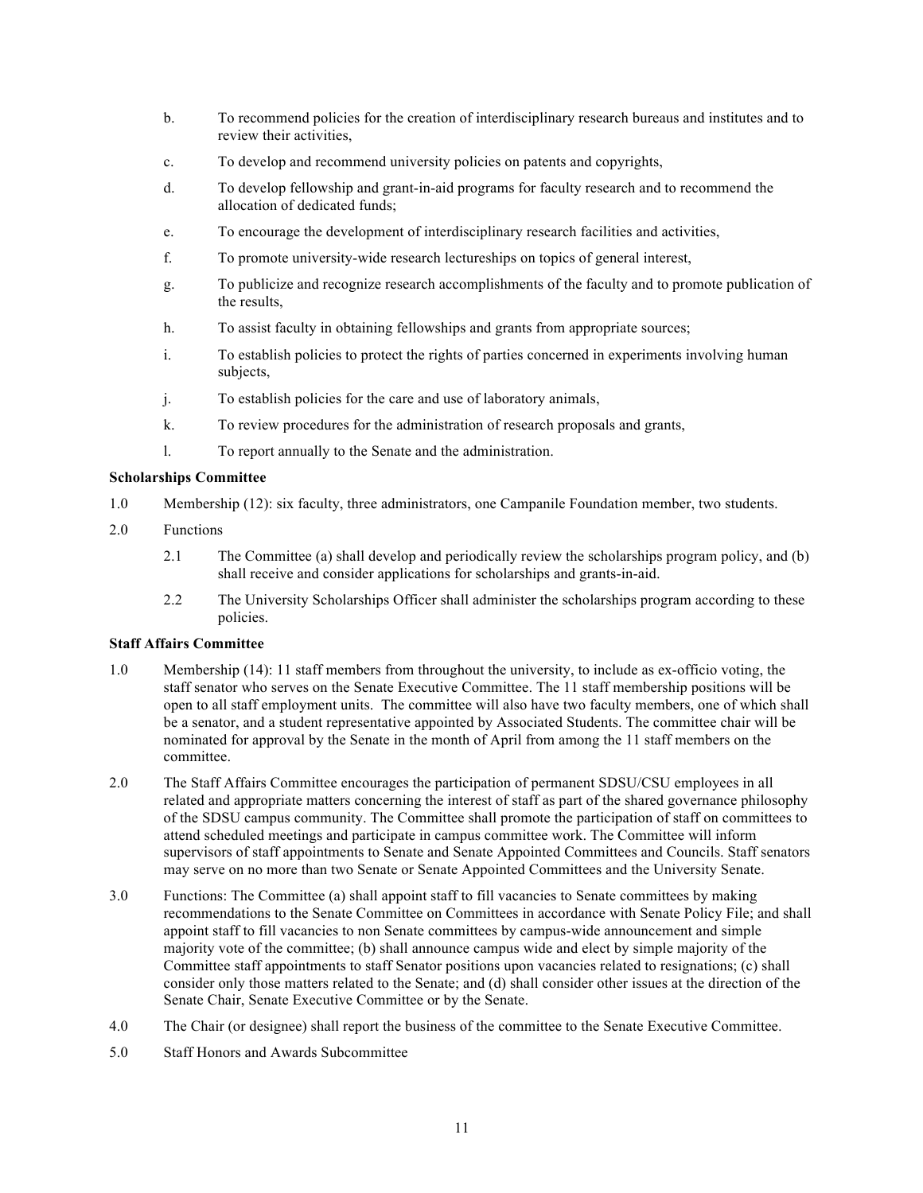b. To recommend policies for the creation of interdisciplinary research bureaus and institutes and to review their activities,

c. To develop and recommend university policies on patents and copyrights,

d. To develop fellowship and grant-in-aid programs for faculty research and to recommend the allocation of dedicated funds;

e. To encourage the development of interdisciplinary research facilities and activities,

f. To promote university-wide research lectureships on topics of general interest,

g. To publicize and recognize research accomplishments of the faculty and to promote publication of the results,

h. To assist faculty in obtaining fellowships and grants from appropriate sources;

i. To establish policies to protect the rights of parties concerned in experiments involving human subjects,

j. To establish policies for the care and use of laboratory animals,

k. To review procedures for the administration of research proposals and grants,

l. To report annually to the Senate and the administration.

**Scholarships Committee**

1.0 Membership (12): six faculty, three administrators, one Campanile Foundation member, two students.

2.0 Functions

2.1 The Committee (a) shall develop and periodically review the scholarships program policy, and (b) shall receive and consider applications for scholarships and grants-in-aid.

2.2 The University Scholarships Officer shall administer the scholarships program according to these policies.

**Staff Affairs Committee**

1.0 Membership (14): 11 staff members from throughout the university, to include as ex-officio voting, the staff senator who serves on the Senate Executive Committee. The 11 staff membership positions will be open to all staff employment units. The committee will also have two faculty members, one of which shall be a senator, and a student representative appointed by Associated Students. The committee chair will be nominated for approval by the Senate in the month of April from among the 11 staff members on the committee.

2.0 The Staff Affairs Committee encourages the participation of permanent SDSU/CSU employees in all related and appropriate matters concerning the interest of staff as part of the shared governance philosophy of the SDSU campus community. The Committee shall promote the participation of staff on committees to attend scheduled meetings and participate in campus committee work. The Committee will inform supervisors of staff appointments to Senate and Senate Appointed Committees and Councils. Staff senators may serve on no more than two Senate or Senate Appointed Committees and the University Senate.

3.0 Functions: The Committee (a) shall appoint staff to fill vacancies to Senate committees by making recommendations to the Senate Committee on Committees in accordance with Senate Policy File; and shall appoint staff to fill vacancies to non Senate committees by campus-wide announcement and simple majority vote of the committee; (b) shall announce campus wide and elect by simple majority of the Committee staff appointments to staff Senator positions upon vacancies related to resignations; (c) shall consider only those matters related to the Senate; and (d) shall consider other issues at the direction of the Senate Chair, Senate Executive Committee or by the Senate.

4.0 The Chair (or designee) shall report the business of the committee to the Senate Executive Committee.

5.0 Staff Honors and Awards Subcommittee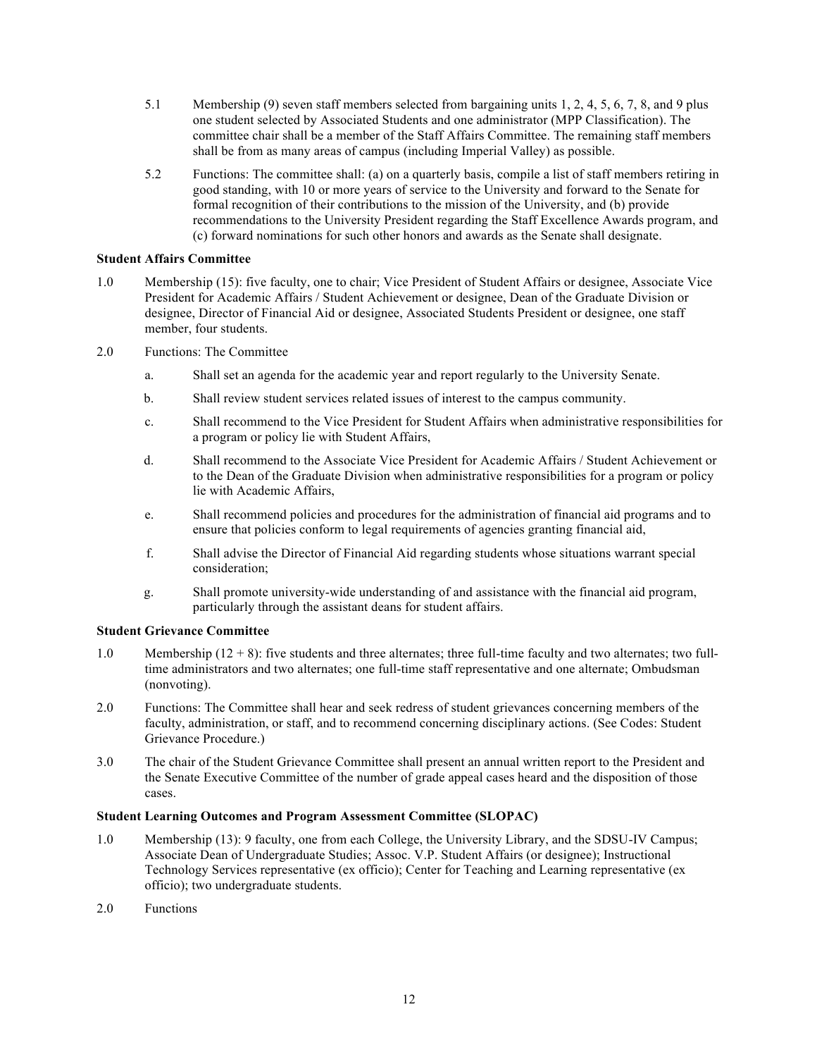5.1 Membership (9) seven staff members selected from bargaining units 1, 2, 4, 5, 6, 7, 8, and 9 plus one student selected by Associated Students and one administrator (MPP Classification). The committee chair shall be a member of the Staff Affairs Committee. The remaining staff members shall be from as many areas of campus (including Imperial Valley) as possible.

5.2 Functions: The committee shall: (a) on a quarterly basis, compile a list of staff members retiring in good standing, with 10 or more years of service to the University and forward to the Senate for formal recognition of their contributions to the mission of the University, and (b) provide recommendations to the University President regarding the Staff Excellence Awards program, and (c) forward nominations for such other honors and awards as the Senate shall designate.

**Student Affairs Committee**

1.0 Membership (15): five faculty, one to chair; Vice President of Student Affairs or designee, Associate Vice President for Academic Affairs / Student Achievement or designee, Dean of the Graduate Division or designee, Director of Financial Aid or designee, Associated Students President or designee, one staff member, four students.

2.0 Functions: The Committee

- a. Shall set an agenda for the academic year and report regularly to the University Senate.
- b. Shall review student services related issues of interest to the campus community.
- c. Shall recommend to the Vice President for Student Affairs when administrative responsibilities for a program or policy lie with Student Affairs,
- d. Shall recommend to the Associate Vice President for Academic Affairs / Student Achievement or to the Dean of the Graduate Division when administrative responsibilities for a program or policy lie with Academic Affairs,
- e. Shall recommend policies and procedures for the administration of financial aid programs and to ensure that policies conform to legal requirements of agencies granting financial aid,
- f. Shall advise the Director of Financial Aid regarding students whose situations warrant special consideration;
- g. Shall promote university-wide understanding of and assistance with the financial aid program, particularly through the assistant deans for student affairs.

**Student Grievance Committee**

1.0 Membership (12 + 8): five students and three alternates; three full-time faculty and two alternates; two full-time administrators and two alternates; one full-time staff representative and one alternate; Ombudsman (nonvoting).

2.0 Functions: The Committee shall hear and seek redress of student grievances concerning members of the faculty, administration, or staff, and to recommend concerning disciplinary actions. (See Codes: Student Grievance Procedure.)

3.0 The chair of the Student Grievance Committee shall present an annual written report to the President and the Senate Executive Committee of the number of grade appeal cases heard and the disposition of those cases.

**Student Learning Outcomes and Program Assessment Committee (SLOPAC)**

1.0 Membership (13): 9 faculty, one from each College, the University Library, and the SDSU-IV Campus; Associate Dean of Undergraduate Studies; Assoc. V.P. Student Affairs (or designee); Instructional Technology Services representative (ex officio); Center for Teaching and Learning representative (ex officio); two undergraduate students.

2.0 Functions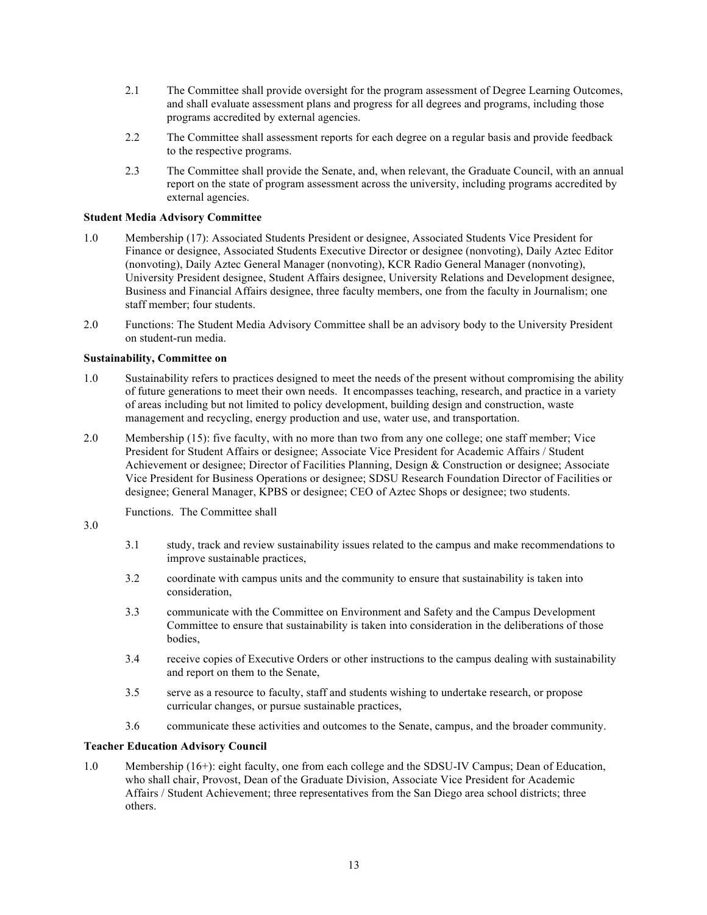2.1 The Committee shall provide oversight for the program assessment of Degree Learning Outcomes, and shall evaluate assessment plans and progress for all degrees and programs, including those programs accredited by external agencies.

2.2 The Committee shall assessment reports for each degree on a regular basis and provide feedback to the respective programs.

2.3 The Committee shall provide the Senate, and, when relevant, the Graduate Council, with an annual report on the state of program assessment across the university, including programs accredited by external agencies.

**Student Media Advisory Committee**

1.0 Membership (17): Associated Students President or designee, Associated Students Vice President for Finance or designee, Associated Students Executive Director or designee (nonvoting), Daily Aztec Editor (nonvoting), Daily Aztec General Manager (nonvoting), KCR Radio General Manager (nonvoting), University President designee, Student Affairs designee, University Relations and Development designee, Business and Financial Affairs designee, three faculty members, one from the faculty in Journalism; one staff member; four students.

2.0 Functions: The Student Media Advisory Committee shall be an advisory body to the University President on student-run media.

**Sustainability, Committee on**

1.0 Sustainability refers to practices designed to meet the needs of the present without compromising the ability of future generations to meet their own needs. It encompasses teaching, research, and practice in a variety of areas including but not limited to policy development, building design and construction, waste management and recycling, energy production and use, water use, and transportation.

2.0 Membership (15): five faculty, with no more than two from any one college; one staff member; Vice President for Student Affairs or designee; Associate Vice President for Academic Affairs / Student Achievement or designee; Director of Facilities Planning, Design & Construction or designee; Associate Vice President for Business Operations or designee; SDSU Research Foundation Director of Facilities or designee; General Manager, KPBS or designee; CEO of Aztec Shops or designee; two students.

3.0 Functions. The Committee shall

3.1 study, track and review sustainability issues related to the campus and make recommendations to improve sustainable practices,

3.2 coordinate with campus units and the community to ensure that sustainability is taken into consideration,

3.3 communicate with the Committee on Environment and Safety and the Campus Development Committee to ensure that sustainability is taken into consideration in the deliberations of those bodies,

3.4 receive copies of Executive Orders or other instructions to the campus dealing with sustainability and report on them to the Senate,

3.5 serve as a resource to faculty, staff and students wishing to undertake research, or propose curricular changes, or pursue sustainable practices,

3.6 communicate these activities and outcomes to the Senate, campus, and the broader community.

**Teacher Education Advisory Council**

1.0 Membership (16+): eight faculty, one from each college and the SDSU-IV Campus; Dean of Education, who shall chair, Provost, Dean of the Graduate Division, Associate Vice President for Academic Affairs / Student Achievement; three representatives from the San Diego area school districts; three others.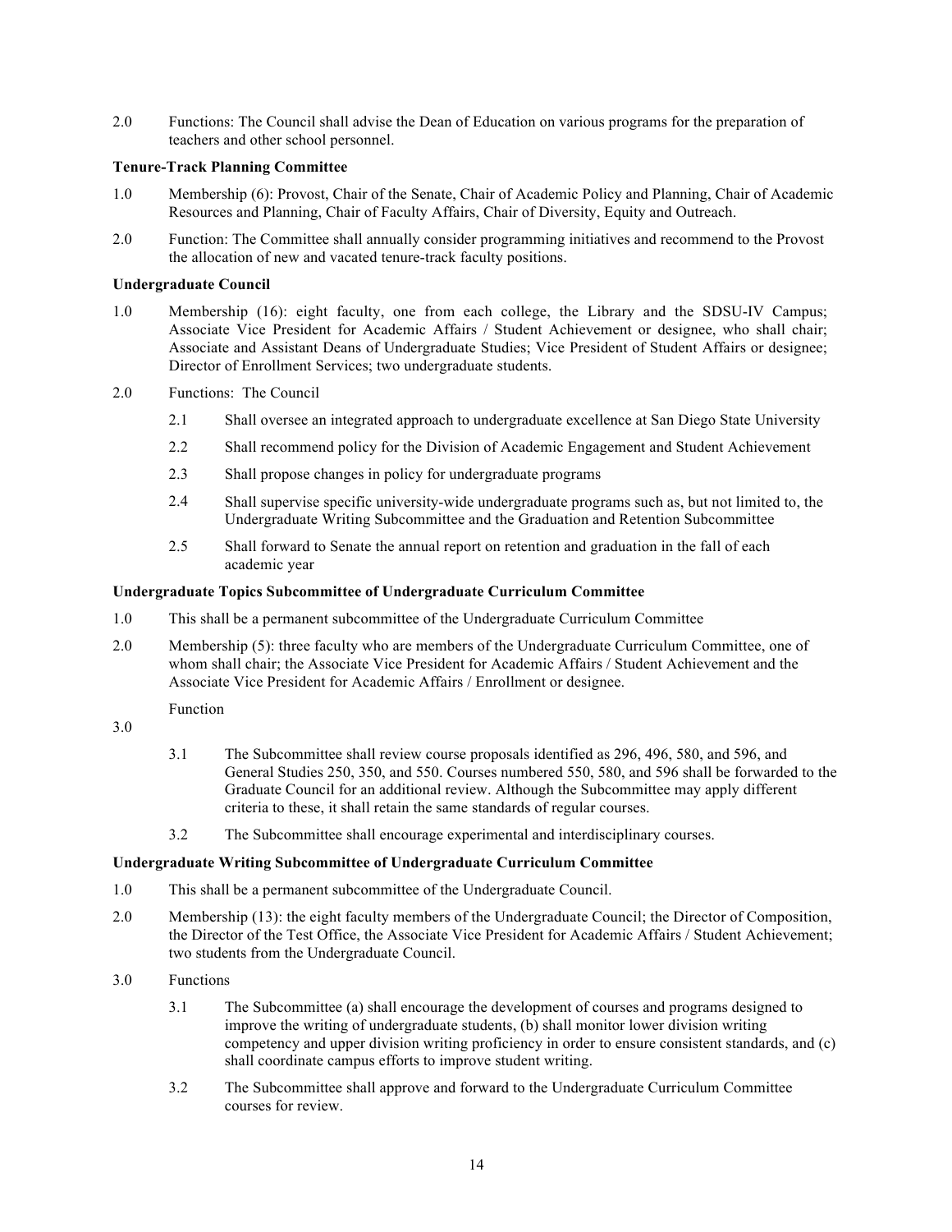2.0 Functions: The Council shall advise the Dean of Education on various programs for the preparation of teachers and other school personnel.

**Tenure-Track Planning Committee**

1.0 Membership (6): Provost, Chair of the Senate, Chair of Academic Policy and Planning, Chair of Academic Resources and Planning, Chair of Faculty Affairs, Chair of Diversity, Equity and Outreach.

2.0 Function: The Committee shall annually consider programming initiatives and recommend to the Provost the allocation of new and vacated tenure-track faculty positions.

**Undergraduate Council**

1.0 Membership (16): eight faculty, one from each college, the Library and the SDSU-IV Campus; Associate Vice President for Academic Affairs / Student Achievement or designee, who shall chair; Associate and Assistant Deans of Undergraduate Studies; Vice President of Student Affairs or designee; Director of Enrollment Services; two undergraduate students.

2.0 Functions: The Council

2.1 Shall oversee an integrated approach to undergraduate excellence at San Diego State University

2.2 Shall recommend policy for the Division of Academic Engagement and Student Achievement

2.3 Shall propose changes in policy for undergraduate programs

2.4 Shall supervise specific university-wide undergraduate programs such as, but not limited to, the Undergraduate Writing Subcommittee and the Graduation and Retention Subcommittee

2.5 Shall forward to Senate the annual report on retention and graduation in the fall of each academic year

**Undergraduate Topics Subcommittee of Undergraduate Curriculum Committee**

1.0 This shall be a permanent subcommittee of the Undergraduate Curriculum Committee

2.0 Membership (5): three faculty who are members of the Undergraduate Curriculum Committee, one of whom shall chair; the Associate Vice President for Academic Affairs / Student Achievement and the Associate Vice President for Academic Affairs / Enrollment or designee.

3.0 Function

3.1 The Subcommittee shall review course proposals identified as 296, 496, 580, and 596, and General Studies 250, 350, and 550. Courses numbered 550, 580, and 596 shall be forwarded to the Graduate Council for an additional review. Although the Subcommittee may apply different criteria to these, it shall retain the same standards of regular courses.

3.2 The Subcommittee shall encourage experimental and interdisciplinary courses.

**Undergraduate Writing Subcommittee of Undergraduate Curriculum Committee**

1.0 This shall be a permanent subcommittee of the Undergraduate Council.

2.0 Membership (13): the eight faculty members of the Undergraduate Council; the Director of Composition, the Director of the Test Office, the Associate Vice President for Academic Affairs / Student Achievement; two students from the Undergraduate Council.

3.0 Functions

3.1 The Subcommittee (a) shall encourage the development of courses and programs designed to improve the writing of undergraduate students, (b) shall monitor lower division writing competency and upper division writing proficiency in order to ensure consistent standards, and (c) shall coordinate campus efforts to improve student writing.

3.2 The Subcommittee shall approve and forward to the Undergraduate Curriculum Committee courses for review.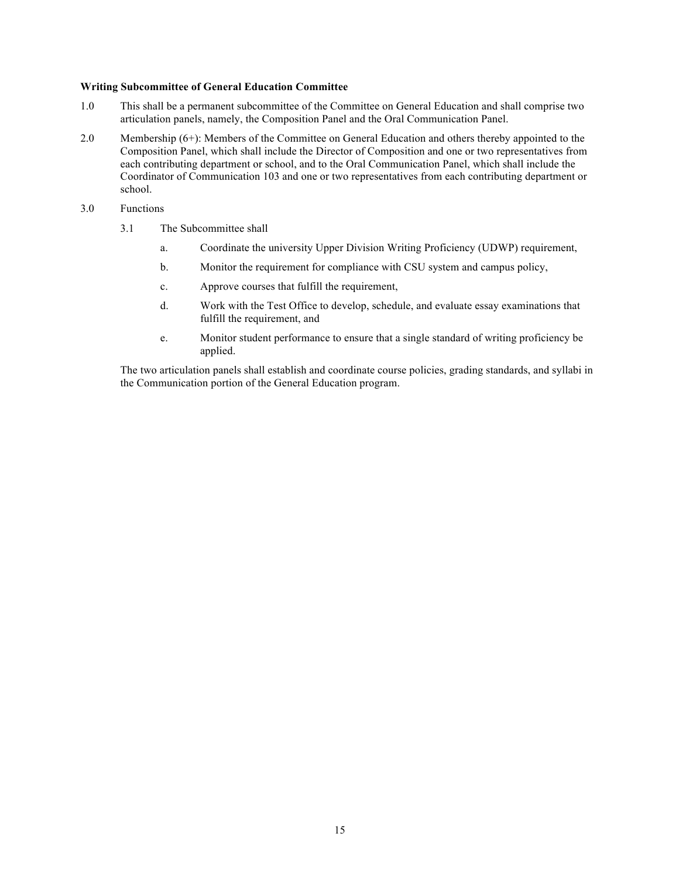**Writing Subcommittee of General Education Committee**

1.0 This shall be a permanent subcommittee of the Committee on General Education and shall comprise two articulation panels, namely, the Composition Panel and the Oral Communication Panel.

2.0 Membership (6+): Members of the Committee on General Education and others thereby appointed to the Composition Panel, which shall include the Director of Composition and one or two representatives from each contributing department or school, and to the Oral Communication Panel, which shall include the Coordinator of Communication 103 and one or two representatives from each contributing department or school.

3.0 Functions

3.1 The Subcommittee shall

a. Coordinate the university Upper Division Writing Proficiency (UDWP) requirement,

b. Monitor the requirement for compliance with CSU system and campus policy,

c. Approve courses that fulfill the requirement,

d. Work with the Test Office to develop, schedule, and evaluate essay examinations that fulfill the requirement, and

e. Monitor student performance to ensure that a single standard of writing proficiency be applied.

The two articulation panels shall establish and coordinate course policies, grading standards, and syllabi in the Communication portion of the General Education program.